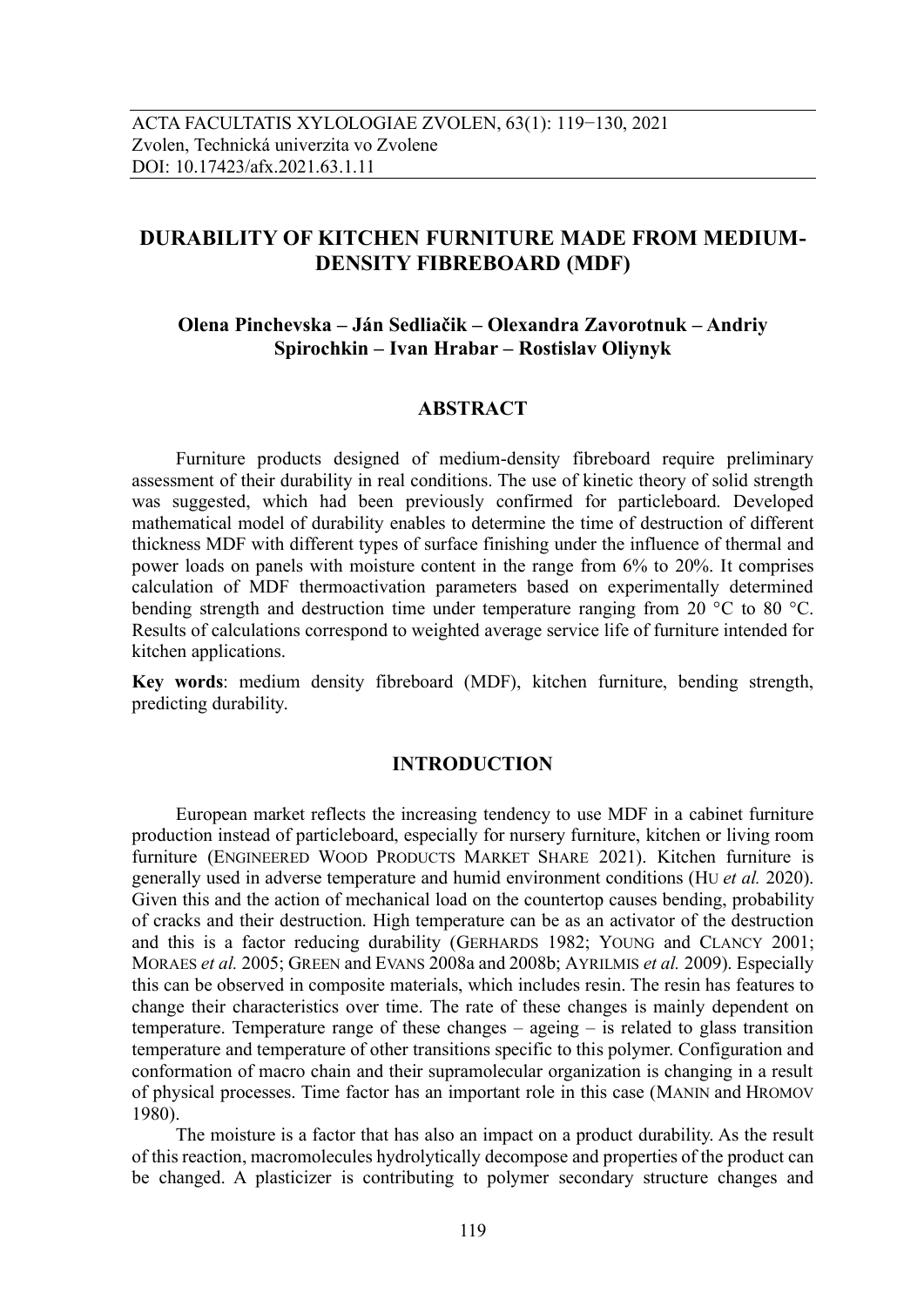ACTA FACULTATIS XYLOLOGIAE ZVOLEN, 63(1): 119−130, 2021
Zvolen, Technická univerzita vo Zvolene
DOI: 10.17423/afx.2021.63.1.11

# DURABILITY OF KITCHEN FURNITURE MADE FROM MEDIUM-DENSITY FIBREBOARD (MDF)

**Olena Pinchevska – Ján Sedliačik – Olexandra Zavorotnuk – Andriy Spirochkin – Ivan Hrabar – Rostislav Oliynyk**

## ABSTRACT

Furniture products designed of medium-density fibreboard require preliminary assessment of their durability in real conditions. The use of kinetic theory of solid strength was suggested, which had been previously confirmed for particleboard. Developed mathematical model of durability enables to determine the time of destruction of different thickness MDF with different types of surface finishing under the influence of thermal and power loads on panels with moisture content in the range from 6% to 20%. It comprises calculation of MDF thermoactivation parameters based on experimentally determined bending strength and destruction time under temperature ranging from 20 °C to 80 °C. Results of calculations correspond to weighted average service life of furniture intended for kitchen applications.

**Key words**: medium density fibreboard (MDF), kitchen furniture, bending strength, predicting durability.

## INTRODUCTION

European market reflects the increasing tendency to use MDF in a cabinet furniture production instead of particleboard, especially for nursery furniture, kitchen or living room furniture (ENGINEERED WOOD PRODUCTS MARKET SHARE 2021). Kitchen furniture is generally used in adverse temperature and humid environment conditions (HU *et al.* 2020). Given this and the action of mechanical load on the countertop causes bending, probability of cracks and their destruction. High temperature can be as an activator of the destruction and this is a factor reducing durability (GERHARDS 1982; YOUNG and CLANCY 2001; MORAES *et al.* 2005; GREEN and EVANS 2008a and 2008b; AYRILMIS *et al.* 2009). Especially this can be observed in composite materials, which includes resin. The resin has features to change their characteristics over time. The rate of these changes is mainly dependent on temperature. Temperature range of these changes – ageing – is related to glass transition temperature and temperature of other transitions specific to this polymer. Configuration and conformation of macro chain and their supramolecular organization is changing in a result of physical processes. Time factor has an important role in this case (MANIN and HROMOV 1980).

The moisture is a factor that has also an impact on a product durability. As the result of this reaction, macromolecules hydrolytically decompose and properties of the product can be changed. A plasticizer is contributing to polymer secondary structure changes and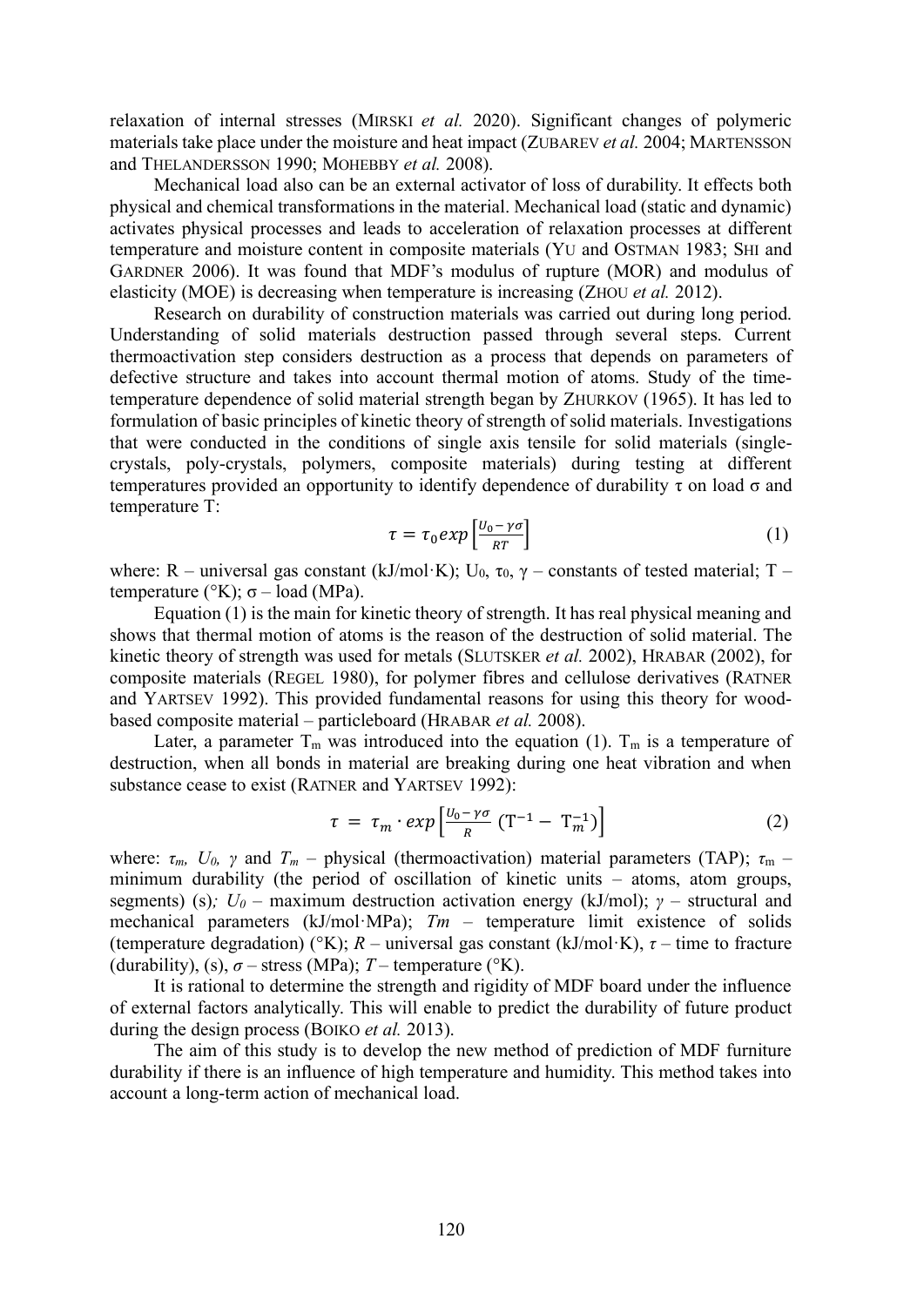relaxation of internal stresses (MIRSKI *et al.* 2020). Significant changes of polymeric materials take place under the moisture and heat impact (ZUBAREV *et al.* 2004; MARTENSSON and THELANDERSSON 1990; MOHEBBY *et al.* 2008).

Mechanical load also can be an external activator of loss of durability. It effects both physical and chemical transformations in the material. Mechanical load (static and dynamic) activates physical processes and leads to acceleration of relaxation processes at different temperature and moisture content in composite materials (YU and OSTMAN 1983; SHI and GARDNER 2006). It was found that MDF's modulus of rupture (MOR) and modulus of elasticity (MOE) is decreasing when temperature is increasing (ZHOU *et al.* 2012).

Research on durability of construction materials was carried out during long period. Understanding of solid materials destruction passed through several steps. Current thermoactivation step considers destruction as a process that depends on parameters of defective structure and takes into account thermal motion of atoms. Study of the time-temperature dependence of solid material strength began by ZHURKOV (1965). It has led to formulation of basic principles of kinetic theory of strength of solid materials. Investigations that were conducted in the conditions of single axis tensile for solid materials (single-crystals, poly-crystals, polymers, composite materials) during testing at different temperatures provided an opportunity to identify dependence of durability $\tau$ on load $\sigma$ and temperature T:

$$\tau = \tau_0 exp\left[\frac{U_0 - \gamma\sigma}{RT}\right] \tag{1}$$

where: R – universal gas constant (kJ/mol·K); $U_0$, $\tau_0$, $\gamma$ – constants of tested material; T – temperature (°K); $\sigma$ – load (MPa).

Equation (1) is the main for kinetic theory of strength. It has real physical meaning and shows that thermal motion of atoms is the reason of the destruction of solid material. The kinetic theory of strength was used for metals (SLUTSKER *et al.* 2002), HRABAR (2002), for composite materials (REGEL 1980), for polymer fibres and cellulose derivatives (RATNER and YARTSEV 1992). This provided fundamental reasons for using this theory for wood-based composite material – particleboard (HRABAR *et al.* 2008).

Later, a parameter $T_m$ was introduced into the equation (1). $T_m$ is a temperature of destruction, when all bonds in material are breaking during one heat vibration and when substance cease to exist (RATNER and YARTSEV 1992):

$$\tau = \tau_m \cdot exp\left[\frac{U_0 - \gamma\sigma}{R}\left(T^{-1} - T_m^{-1}\right)\right] \tag{2}$$

where: $\tau_m$, $U_0$, $\gamma$ and $T_m$ – physical (thermoactivation) material parameters (TAP); $\tau_m$ – minimum durability (the period of oscillation of kinetic units – atoms, atom groups, segments) (s); $U_0$ – maximum destruction activation energy (kJ/mol); $\gamma$ – structural and mechanical parameters (kJ/mol·MPa); $Tm$ – temperature limit existence of solids (temperature degradation) (°K); $R$ – universal gas constant (kJ/mol·K), $\tau$ – time to fracture (durability), (s), $\sigma$ – stress (MPa); $T$ – temperature (°K).

It is rational to determine the strength and rigidity of MDF board under the influence of external factors analytically. This will enable to predict the durability of future product during the design process (BOIKO *et al.* 2013).

The aim of this study is to develop the new method of prediction of MDF furniture durability if there is an influence of high temperature and humidity. This method takes into account a long-term action of mechanical load.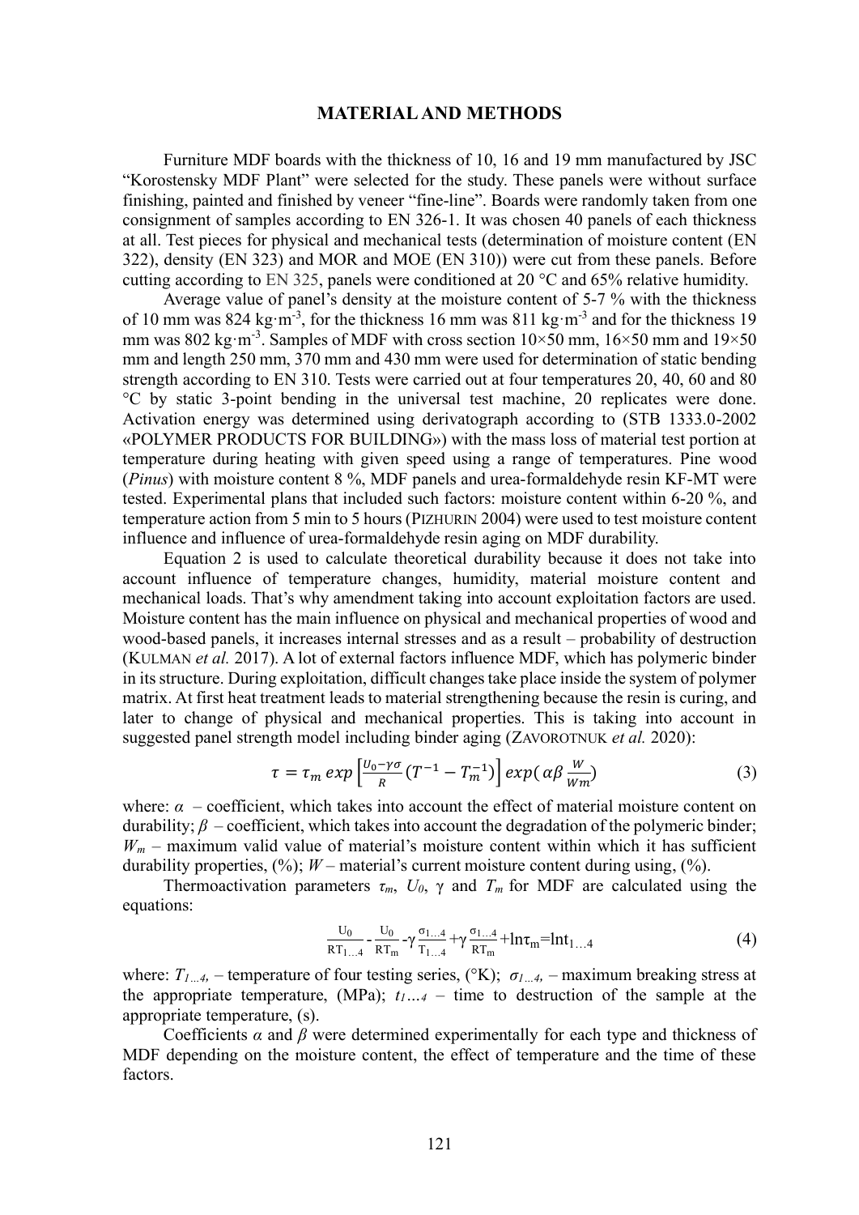## MATERIAL AND METHODS

Furniture MDF boards with the thickness of 10, 16 and 19 mm manufactured by JSC "Korostensky MDF Plant" were selected for the study. These panels were without surface finishing, painted and finished by veneer "fine-line". Boards were randomly taken from one consignment of samples according to EN 326-1. It was chosen 40 panels of each thickness at all. Test pieces for physical and mechanical tests (determination of moisture content (EN 322), density (EN 323) and MOR and MOE (EN 310)) were cut from these panels. Before cutting according to EN 325, panels were conditioned at 20 °C and 65% relative humidity.

Average value of panel's density at the moisture content of 5-7 % with the thickness of 10 mm was 824 kg·m$^{-3}$, for the thickness 16 mm was 811 kg·m$^{-3}$ and for the thickness 19 mm was 802 kg·m$^{-3}$. Samples of MDF with cross section 10×50 mm, 16×50 mm and 19×50 mm and length 250 mm, 370 mm and 430 mm were used for determination of static bending strength according to EN 310. Tests were carried out at four temperatures 20, 40, 60 and 80 °C by static 3-point bending in the universal test machine, 20 replicates were done. Activation energy was determined using derivatograph according to (STB 1333.0-2002 «POLYMER PRODUCTS FOR BUILDING») with the mass loss of material test portion at temperature during heating with given speed using a range of temperatures. Pine wood (*Pinus*) with moisture content 8 %, MDF panels and urea-formaldehyde resin KF-MT were tested. Experimental plans that included such factors: moisture content within 6-20 %, and temperature action from 5 min to 5 hours (PIZHURIN 2004) were used to test moisture content influence and influence of urea-formaldehyde resin aging on MDF durability.

Equation 2 is used to calculate theoretical durability because it does not take into account influence of temperature changes, humidity, material moisture content and mechanical loads. That's why amendment taking into account exploitation factors are used. Moisture content has the main influence on physical and mechanical properties of wood and wood-based panels, it increases internal stresses and as a result – probability of destruction (KULMAN *et al.* 2017). A lot of external factors influence MDF, which has polymeric binder in its structure. During exploitation, difficult changes take place inside the system of polymer matrix. At first heat treatment leads to material strengthening because the resin is curing, and later to change of physical and mechanical properties. This is taking into account in suggested panel strength model including binder aging (ZAVOROTNUK *et al.* 2020):

$$\tau = \tau_m \, exp\left[\frac{U_0-\gamma\sigma}{R}\left(T^{-1}-T_m^{-1}\right)\right] exp\left(\alpha\beta\,\frac{W}{Wm}\right) \tag{3}$$

where: $\alpha$ – coefficient, which takes into account the effect of material moisture content on durability; $\beta$ – coefficient, which takes into account the degradation of the polymeric binder; $W_m$ – maximum valid value of material's moisture content within which it has sufficient durability properties, (%); $W$ – material's current moisture content during using, (%).

Thermoactivation parameters $\tau_m$, $U_0$, $\gamma$ and $T_m$ for MDF are calculated using the equations:

$$\frac{U_0}{RT_{1\ldots4}}-\frac{U_0}{RT_m}-\gamma\frac{\sigma_{1\ldots4}}{T_{1\ldots4}}+\gamma\frac{\sigma_{1\ldots4}}{RT_m}+\ln\tau_m=\ln t_{1\ldots4} \tag{4}$$

where: $T_{1\ldots4}$, – temperature of four testing series, (°K); $\sigma_{1\ldots4}$, – maximum breaking stress at the appropriate temperature, (MPa); $t_{1\ldots4}$ – time to destruction of the sample at the appropriate temperature, (s).

Coefficients $\alpha$ and $\beta$ were determined experimentally for each type and thickness of MDF depending on the moisture content, the effect of temperature and the time of these factors.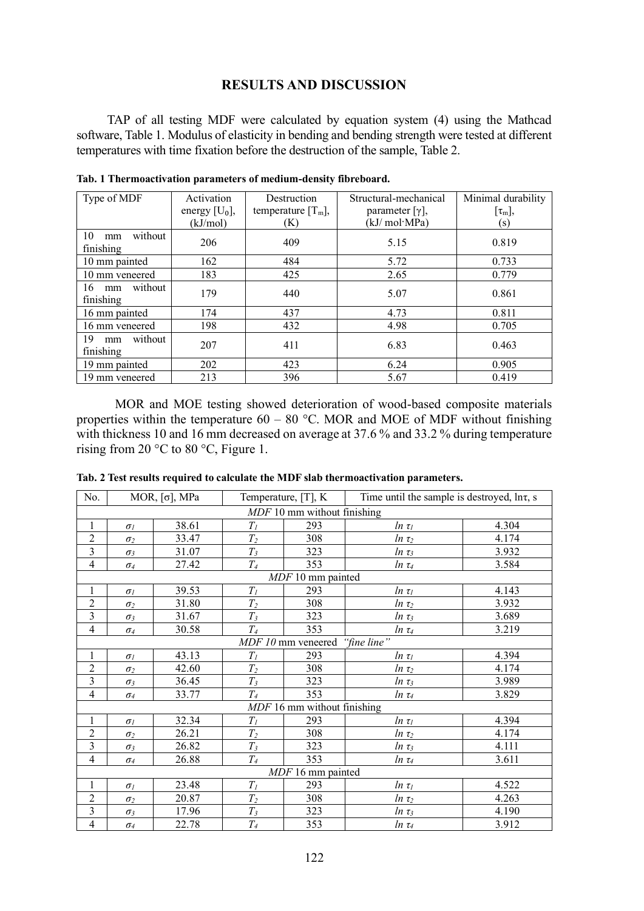## RESULTS AND DISCUSSION

TAP of all testing MDF were calculated by equation system (4) using the Mathcad software, Table 1. Modulus of elasticity in bending and bending strength were tested at different temperatures with time fixation before the destruction of the sample, Table 2.

**Tab. 1 Thermoactivation parameters of medium-density fibreboard.**

| Type of MDF | Activation energy [$U_0$], (kJ/mol) | Destruction temperature [$T_m$], (K) | Structural-mechanical parameter [γ], (kJ/ mol·MPa) | Minimal durability [$\tau_m$], (s) |
|---|---|---|---|---|
| 10 mm without finishing | 206 | 409 | 5.15 | 0.819 |
| 10 mm painted | 162 | 484 | 5.72 | 0.733 |
| 10 mm veneered | 183 | 425 | 2.65 | 0.779 |
| 16 mm without finishing | 179 | 440 | 5.07 | 0.861 |
| 16 mm painted | 174 | 437 | 4.73 | 0.811 |
| 16 mm veneered | 198 | 432 | 4.98 | 0.705 |
| 19 mm without finishing | 207 | 411 | 6.83 | 0.463 |
| 19 mm painted | 202 | 423 | 6.24 | 0.905 |
| 19 mm veneered | 213 | 396 | 5.67 | 0.419 |

MOR and MOE testing showed deterioration of wood-based composite materials properties within the temperature 60 – 80 °C. MOR and MOE of MDF without finishing with thickness 10 and 16 mm decreased on average at 37.6 % and 33.2 % during temperature rising from 20 °C to 80 °C, Figure 1.

**Tab. 2 Test results required to calculate the MDF slab thermoactivation parameters.**

| No. | MOR, [σ], MPa | | Temperature, [T], K | | Time until the sample is destroyed, lnτ, s | |
|---|---|---|---|---|---|---|
| | | | *MDF* 10 mm without finishing | | | |
| 1 | $\sigma_1$ | 38.61 | $T_1$ | 293 | $\ln \tau_1$ | 4.304 |
| 2 | $\sigma_2$ | 33.47 | $T_2$ | 308 | $\ln \tau_2$ | 4.174 |
| 3 | $\sigma_3$ | 31.07 | $T_3$ | 323 | $\ln \tau_3$ | 3.932 |
| 4 | $\sigma_4$ | 27.42 | $T_4$ | 353 | $\ln \tau_4$ | 3.584 |
| | | | *MDF* 10 mm painted | | | |
| 1 | $\sigma_1$ | 39.53 | $T_1$ | 293 | $\ln \tau_1$ | 4.143 |
| 2 | $\sigma_2$ | 31.80 | $T_2$ | 308 | $\ln \tau_2$ | 3.932 |
| 3 | $\sigma_3$ | 31.67 | $T_3$ | 323 | $\ln \tau_3$ | 3.689 |
| 4 | $\sigma_4$ | 30.58 | $T_4$ | 353 | $\ln \tau_4$ | 3.219 |
| | | | *MDF 10* mm veneered *"fine line"* | | | |
| 1 | $\sigma_1$ | 43.13 | $T_1$ | 293 | $\ln \tau_1$ | 4.394 |
| 2 | $\sigma_2$ | 42.60 | $T_2$ | 308 | $\ln \tau_2$ | 4.174 |
| 3 | $\sigma_3$ | 36.45 | $T_3$ | 323 | $\ln \tau_3$ | 3.989 |
| 4 | $\sigma_4$ | 33.77 | $T_4$ | 353 | $\ln \tau_4$ | 3.829 |
| | | | *MDF* 16 mm without finishing | | | |
| 1 | $\sigma_1$ | 32.34 | $T_1$ | 293 | $\ln \tau_1$ | 4.394 |
| 2 | $\sigma_2$ | 26.21 | $T_2$ | 308 | $\ln \tau_2$ | 4.174 |
| 3 | $\sigma_3$ | 26.82 | $T_3$ | 323 | $\ln \tau_3$ | 4.111 |
| 4 | $\sigma_4$ | 26.88 | $T_4$ | 353 | $\ln \tau_4$ | 3.611 |
| | | | *MDF* 16 mm painted | | | |
| 1 | $\sigma_1$ | 23.48 | $T_1$ | 293 | $\ln \tau_1$ | 4.522 |
| 2 | $\sigma_2$ | 20.87 | $T_2$ | 308 | $\ln \tau_2$ | 4.263 |
| 3 | $\sigma_3$ | 17.96 | $T_3$ | 323 | $\ln \tau_3$ | 4.190 |
| 4 | $\sigma_4$ | 22.78 | $T_4$ | 353 | $\ln \tau_4$ | 3.912 |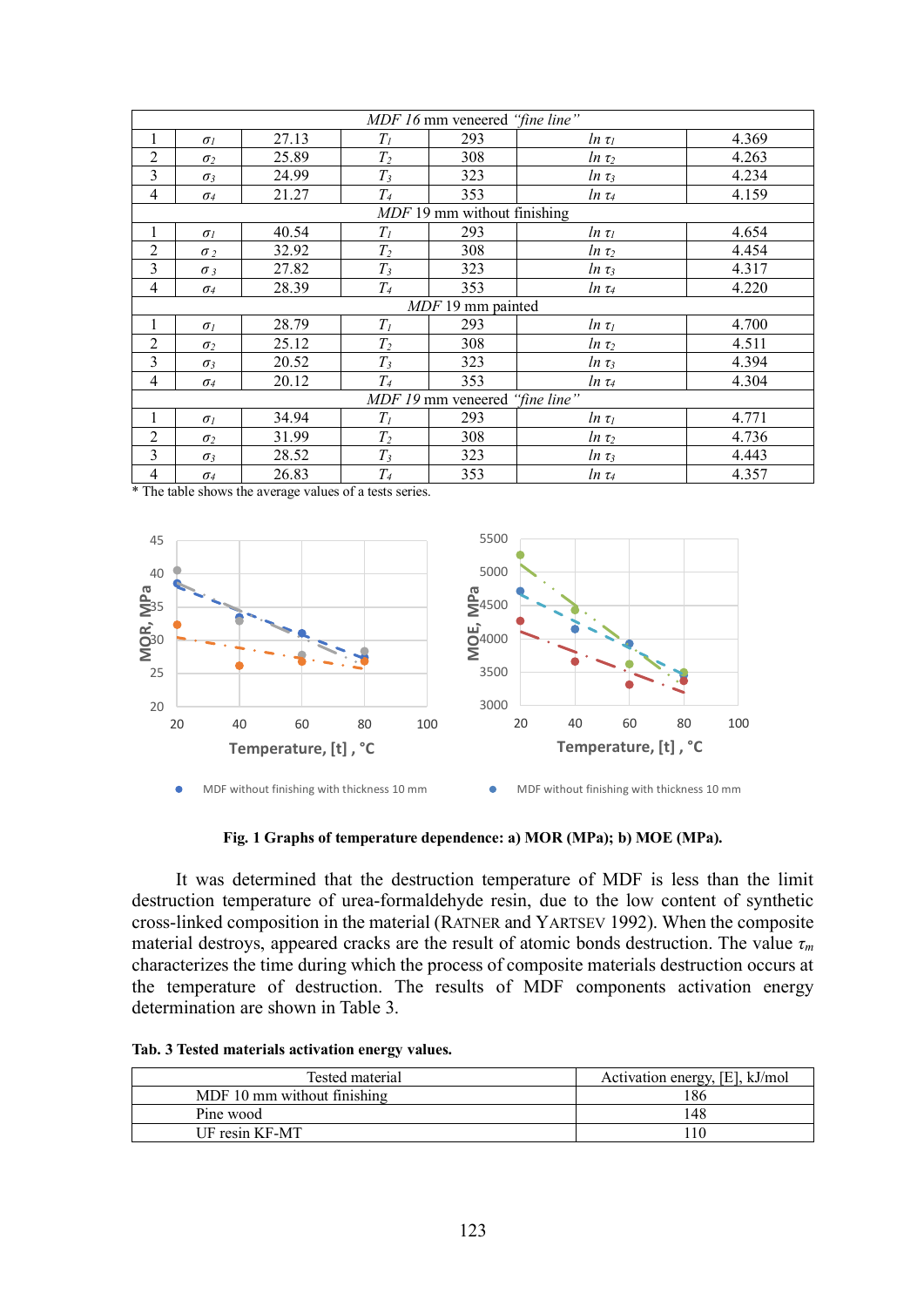| | | | | | | |
|---|---|---|---|---|---|---|
| *MDF 16* mm veneered *"fine line"* | | | | | | |
| 1 | $\sigma_1$ | 27.13 | $T_1$ | 293 | $ln\ \tau_1$ | 4.369 |
| 2 | $\sigma_2$ | 25.89 | $T_2$ | 308 | $ln\ \tau_2$ | 4.263 |
| 3 | $\sigma_3$ | 24.99 | $T_3$ | 323 | $ln\ \tau_3$ | 4.234 |
| 4 | $\sigma_4$ | 21.27 | $T_4$ | 353 | $ln\ \tau_4$ | 4.159 |
| *MDF* 19 mm without finishing | | | | | | |
| 1 | $\sigma_1$ | 40.54 | $T_1$ | 293 | $ln\ \tau_1$ | 4.654 |
| 2 | $\sigma_2$ | 32.92 | $T_2$ | 308 | $ln\ \tau_2$ | 4.454 |
| 3 | $\sigma_3$ | 27.82 | $T_3$ | 323 | $ln\ \tau_3$ | 4.317 |
| 4 | $\sigma_4$ | 28.39 | $T_4$ | 353 | $ln\ \tau_4$ | 4.220 |
| *MDF* 19 mm painted | | | | | | |
| 1 | $\sigma_1$ | 28.79 | $T_1$ | 293 | $ln\ \tau_1$ | 4.700 |
| 2 | $\sigma_2$ | 25.12 | $T_2$ | 308 | $ln\ \tau_2$ | 4.511 |
| 3 | $\sigma_3$ | 20.52 | $T_3$ | 323 | $ln\ \tau_3$ | 4.394 |
| 4 | $\sigma_4$ | 20.12 | $T_4$ | 353 | $ln\ \tau_4$ | 4.304 |
| *MDF 19* mm veneered *"fine line"* | | | | | | |
| 1 | $\sigma_1$ | 34.94 | $T_1$ | 293 | $ln\ \tau_1$ | 4.771 |
| 2 | $\sigma_2$ | 31.99 | $T_2$ | 308 | $ln\ \tau_2$ | 4.736 |
| 3 | $\sigma_3$ | 28.52 | $T_3$ | 323 | $ln\ \tau_3$ | 4.443 |
| 4 | $\sigma_4$ | 26.83 | $T_4$ | 353 | $ln\ \tau_4$ | 4.357 |

\* The table shows the average values of a tests series.

**Fig. 1 Graphs of temperature dependence: a) MOR (MPa); b) MOE (MPa).**

It was determined that the destruction temperature of MDF is less than the limit destruction temperature of urea-formaldehyde resin, due to the low content of synthetic cross-linked composition in the material (RATNER and YARTSEV 1992). When the composite material destroys, appeared cracks are the result of atomic bonds destruction. The value $\tau_m$ characterizes the time during which the process of composite materials destruction occurs at the temperature of destruction. The results of MDF components activation energy determination are shown in Table 3.

**Tab. 3 Tested materials activation energy values.**

| Tested material | Activation energy, [E], kJ/mol |
|---|---|
| MDF 10 mm without finishing | 186 |
| Pine wood | 148 |
| UF resin KF-MT | 110 |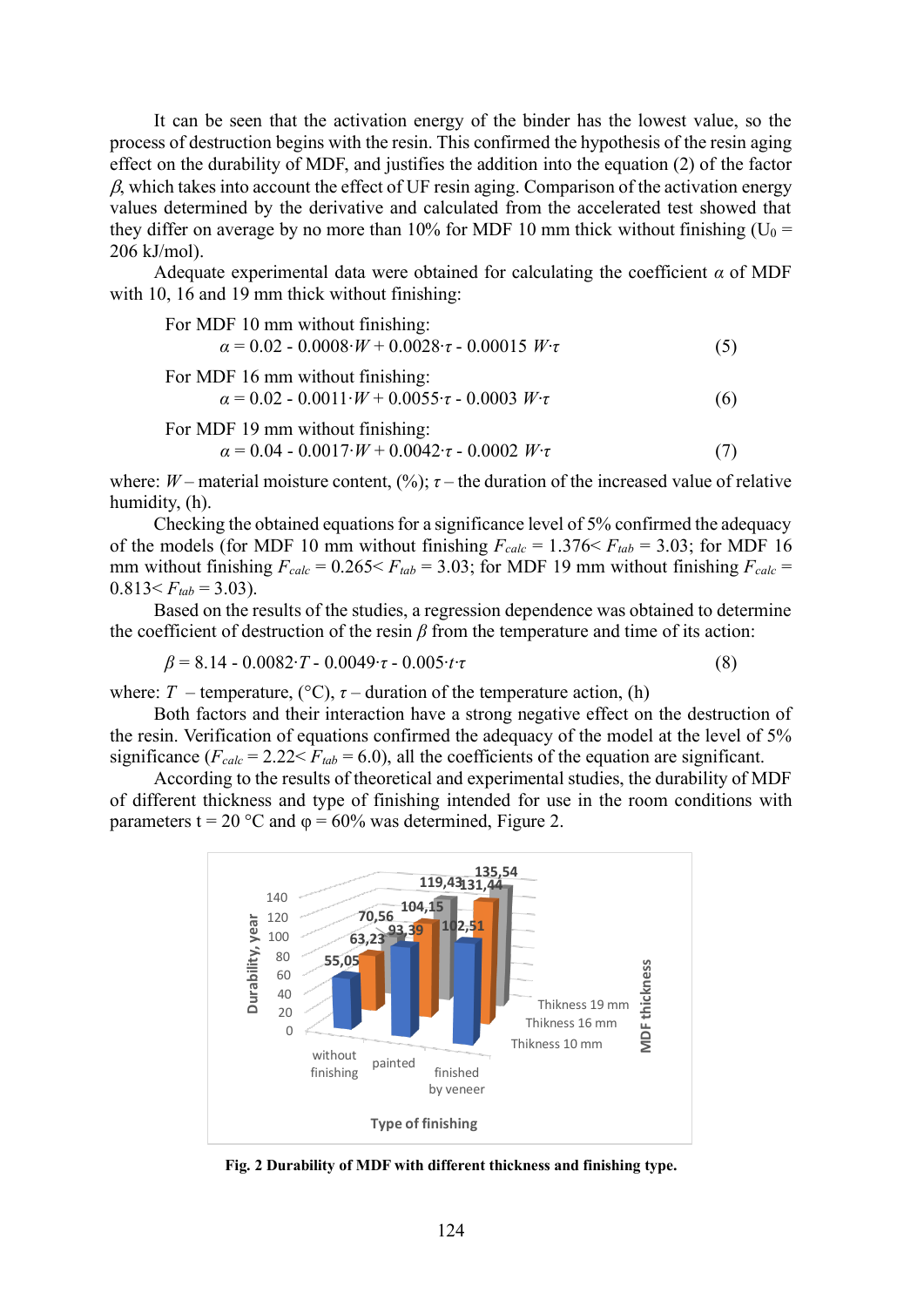It can be seen that the activation energy of the binder has the lowest value, so the process of destruction begins with the resin. This confirmed the hypothesis of the resin aging effect on the durability of MDF, and justifies the addition into the equation (2) of the factor $\beta$, which takes into account the effect of UF resin aging. Comparison of the activation energy values determined by the derivative and calculated from the accelerated test showed that they differ on average by no more than 10% for MDF 10 mm thick without finishing ($U_0$ = 206 kJ/mol).

Adequate experimental data were obtained for calculating the coefficient $\alpha$ of MDF with 10, 16 and 19 mm thick without finishing:

For MDF 10 mm without finishing:

$$\alpha = 0.02 - 0.0008 \cdot W + 0.0028 \cdot \tau - 0.00015\ W \cdot \tau \qquad (5)$$

For MDF 16 mm without finishing:

$$\alpha = 0.02 - 0.0011 \cdot W + 0.0055 \cdot \tau - 0.0003\ W \cdot \tau \qquad (6)$$

For MDF 19 mm without finishing:

$$\alpha = 0.04 - 0.0017 \cdot W + 0.0042 \cdot \tau - 0.0002\ W \cdot \tau \qquad (7)$$

where: $W$ – material moisture content, (%); $\tau$ – the duration of the increased value of relative humidity, (h).

Checking the obtained equations for a significance level of 5% confirmed the adequacy of the models (for MDF 10 mm without finishing $F_{calc}$ = 1.376< $F_{tab}$ = 3.03; for MDF 16 mm without finishing $F_{calc}$ = 0.265< $F_{tab}$ = 3.03; for MDF 19 mm without finishing $F_{calc}$ = 0.813< $F_{tab}$ = 3.03).

Based on the results of the studies, a regression dependence was obtained to determine the coefficient of destruction of the resin $\beta$ from the temperature and time of its action:

$$\beta = 8.14 - 0.0082 \cdot T - 0.0049 \cdot \tau - 0.005 \cdot t \cdot \tau \qquad (8)$$

where: $T$ – temperature, (°C), $\tau$ – duration of the temperature action, (h)

Both factors and their interaction have a strong negative effect on the destruction of the resin. Verification of equations confirmed the adequacy of the model at the level of 5% significance ($F_{calc}$ = 2.22< $F_{tab}$ = 6.0), all the coefficients of the equation are significant.

According to the results of theoretical and experimental studies, the durability of MDF of different thickness and type of finishing intended for use in the room conditions with parameters t = 20 °C and φ = 60% was determined, Figure 2.

**Fig. 2 Durability of MDF with different thickness and finishing type.**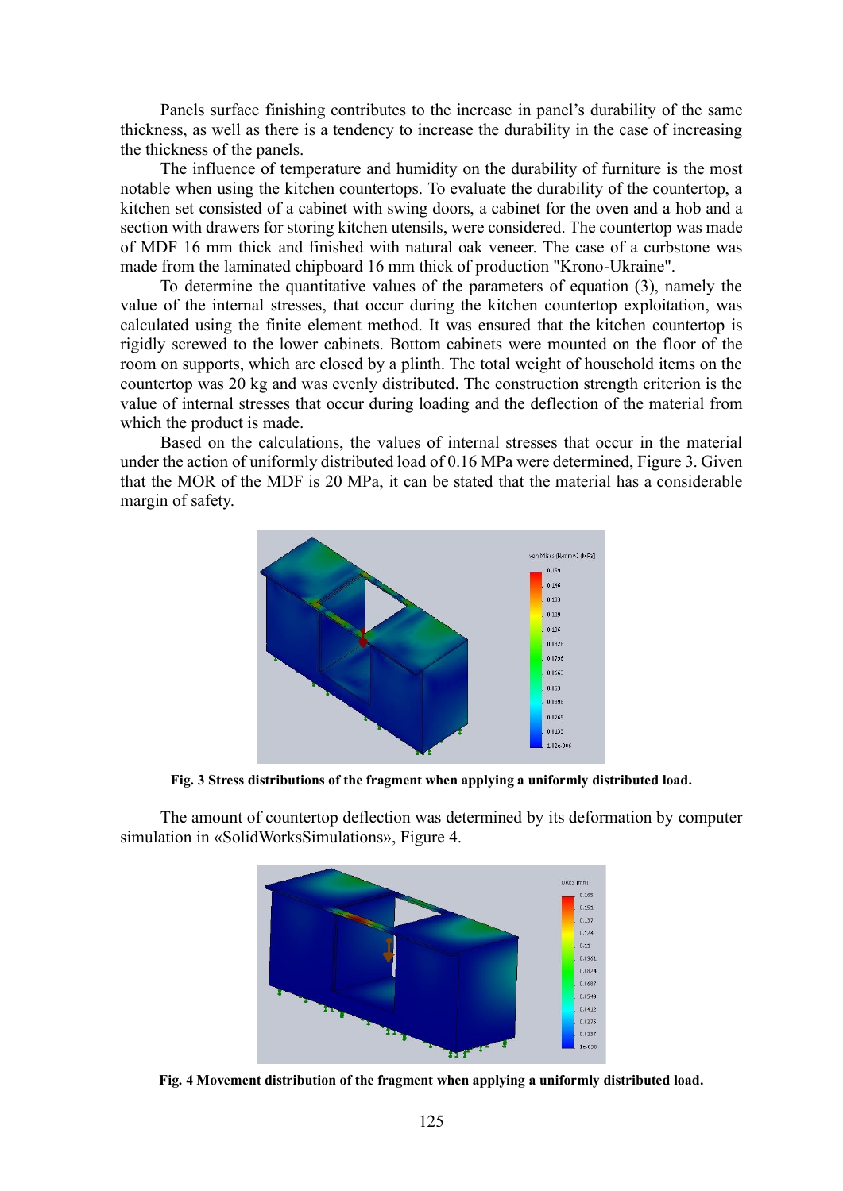Panels surface finishing contributes to the increase in panel's durability of the same thickness, as well as there is a tendency to increase the durability in the case of increasing the thickness of the panels.

The influence of temperature and humidity on the durability of furniture is the most notable when using the kitchen countertops. To evaluate the durability of the countertop, a kitchen set consisted of a cabinet with swing doors, a cabinet for the oven and a hob and a section with drawers for storing kitchen utensils, were considered. The countertop was made of MDF 16 mm thick and finished with natural oak veneer. The case of a curbstone was made from the laminated chipboard 16 mm thick of production "Krono-Ukraine".

To determine the quantitative values of the parameters of equation (3), namely the value of the internal stresses, that occur during the kitchen countertop exploitation, was calculated using the finite element method. It was ensured that the kitchen countertop is rigidly screwed to the lower cabinets. Bottom cabinets were mounted on the floor of the room on supports, which are closed by a plinth. The total weight of household items on the countertop was 20 kg and was evenly distributed. The construction strength criterion is the value of internal stresses that occur during loading and the deflection of the material from which the product is made.

Based on the calculations, the values of internal stresses that occur in the material under the action of uniformly distributed load of 0.16 MPa were determined, Figure 3. Given that the MOR of the MDF is 20 MPa, it can be stated that the material has a considerable margin of safety.

**Fig. 3 Stress distributions of the fragment when applying a uniformly distributed load.**

The amount of countertop deflection was determined by its deformation by computer simulation in «SolidWorksSimulations», Figure 4.

**Fig. 4 Movement distribution of the fragment when applying a uniformly distributed load.**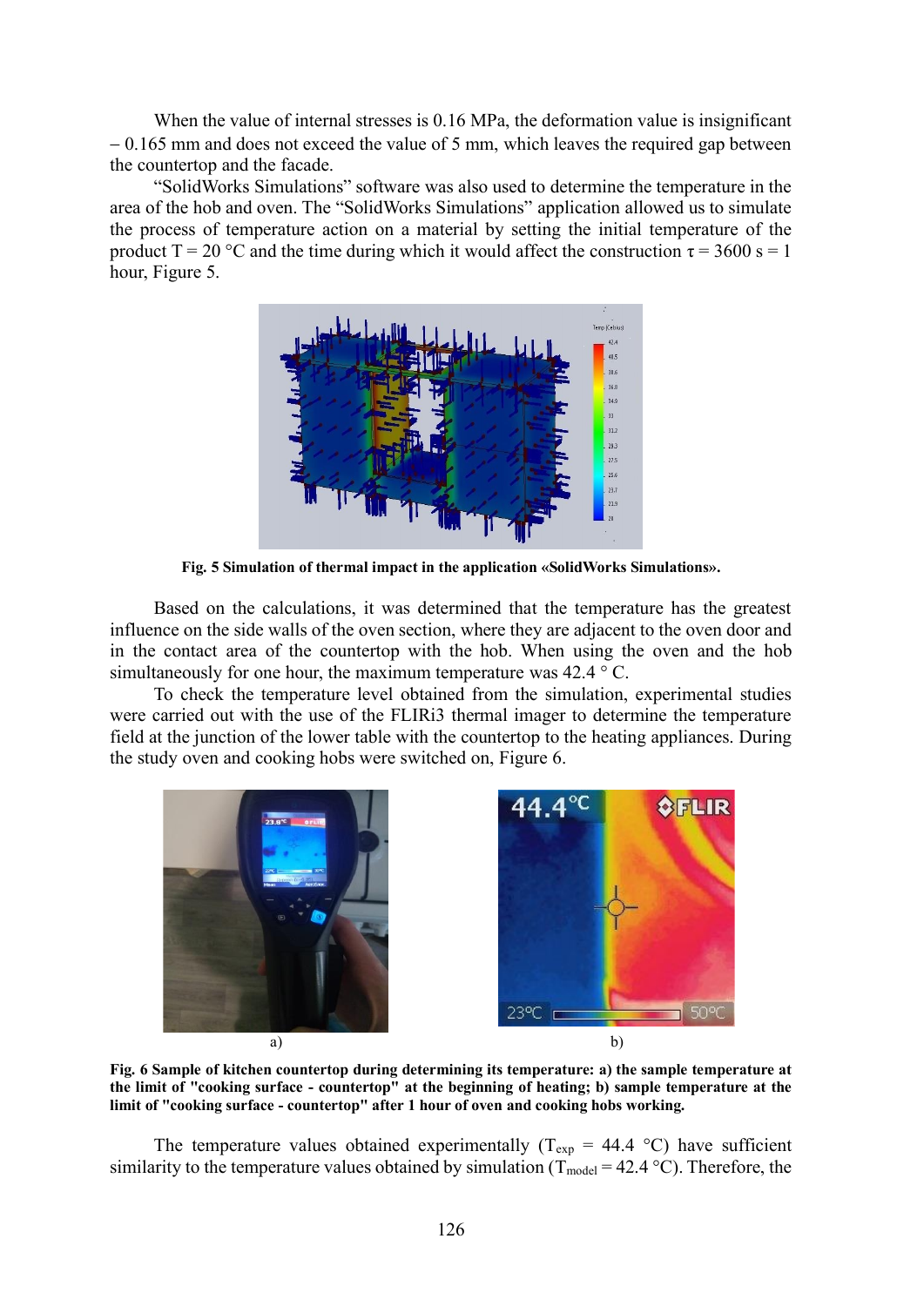When the value of internal stresses is 0.16 MPa, the deformation value is insignificant – 0.165 mm and does not exceed the value of 5 mm, which leaves the required gap between the countertop and the facade.

"SolidWorks Simulations" software was also used to determine the temperature in the area of the hob and oven. The "SolidWorks Simulations" application allowed us to simulate the process of temperature action on a material by setting the initial temperature of the product T = 20 °C and the time during which it would affect the construction τ = 3600 s = 1 hour, Figure 5.

**Fig. 5 Simulation of thermal impact in the application «SolidWorks Simulations».**

Based on the calculations, it was determined that the temperature has the greatest influence on the side walls of the oven section, where they are adjacent to the oven door and in the contact area of the countertop with the hob. When using the oven and the hob simultaneously for one hour, the maximum temperature was 42.4 ° C.

To check the temperature level obtained from the simulation, experimental studies were carried out with the use of the FLIRi3 thermal imager to determine the temperature field at the junction of the lower table with the countertop to the heating appliances. During the study oven and cooking hobs were switched on, Figure 6.

a) b)

**Fig. 6 Sample of kitchen countertop during determining its temperature: a) the sample temperature at the limit of "cooking surface - countertop" at the beginning of heating; b) sample temperature at the limit of "cooking surface - countertop" after 1 hour of oven and cooking hobs working.**

The temperature values obtained experimentally ($T_{exp}$ = 44.4 °C) have sufficient similarity to the temperature values obtained by simulation ($T_{model}$ = 42.4 °C). Therefore, the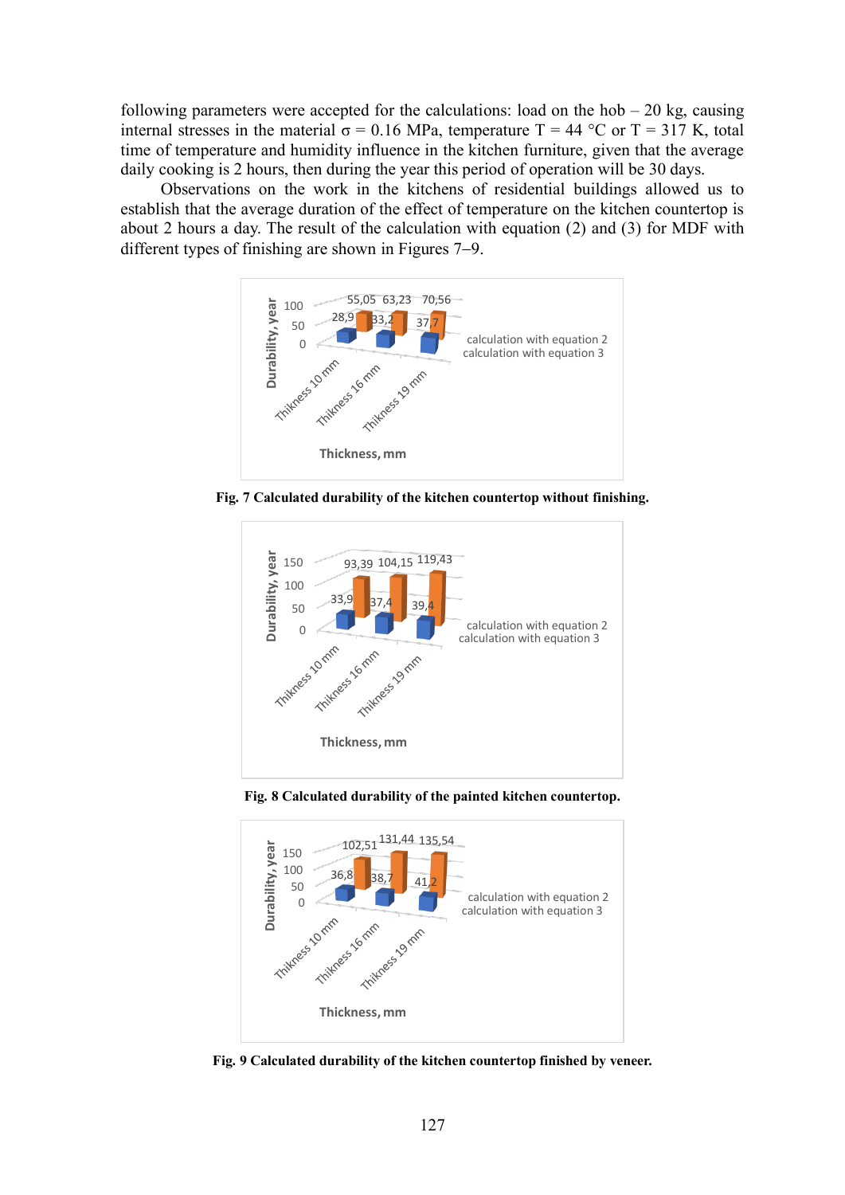following parameters were accepted for the calculations: load on the hob – 20 kg, causing internal stresses in the material σ = 0.16 MPa, temperature T = 44 °C or T = 317 K, total time of temperature and humidity influence in the kitchen furniture, given that the average daily cooking is 2 hours, then during the year this period of operation will be 30 days.

Observations on the work in the kitchens of residential buildings allowed us to establish that the average duration of the effect of temperature on the kitchen countertop is about 2 hours a day. The result of the calculation with equation (2) and (3) for MDF with different types of finishing are shown in Figures 7–9.

**Fig. 7 Calculated durability of the kitchen countertop without finishing.**

**Fig. 8 Calculated durability of the painted kitchen countertop.**

**Fig. 9 Calculated durability of the kitchen countertop finished by veneer.**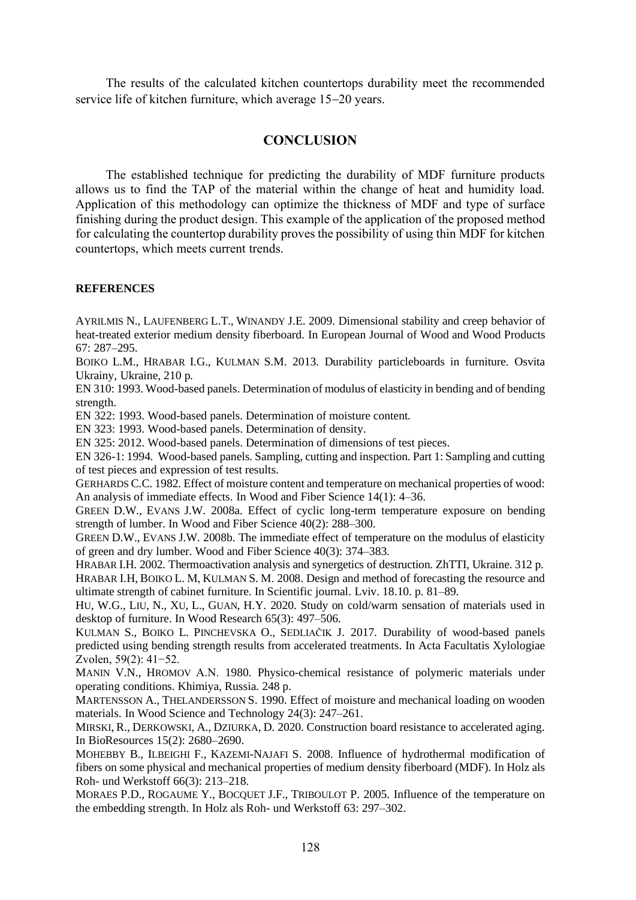The results of the calculated kitchen countertops durability meet the recommended service life of kitchen furniture, which average 15−20 years.

## CONCLUSION

The established technique for predicting the durability of MDF furniture products allows us to find the TAP of the material within the change of heat and humidity load. Application of this methodology can optimize the thickness of MDF and type of surface finishing during the product design. This example of the application of the proposed method for calculating the countertop durability proves the possibility of using thin MDF for kitchen countertops, which meets current trends.

### REFERENCES

AYRILMIS N., LAUFENBERG L.T., WINANDY J.E. 2009. Dimensional stability and creep behavior of heat-treated exterior medium density fiberboard. In European Journal of Wood and Wood Products 67: 287–295.

BOIKO L.M., HRABAR I.G., KULMAN S.M. 2013. Durability particleboards in furniture. Osvita Ukrainy, Ukraine, 210 p.

EN 310: 1993. Wood-based panels. Determination of modulus of elasticity in bending and of bending strength.

EN 322: 1993. Wood-based panels. Determination of moisture content.

EN 323: 1993. Wood-based panels. Determination of density.

EN 325: 2012. Wood-based panels. Determination of dimensions of test pieces.

EN 326-1: 1994. Wood-based panels. Sampling, cutting and inspection. Part 1: Sampling and cutting of test pieces and expression of test results.

GERHARDS C.C. 1982. Effect of moisture content and temperature on mechanical properties of wood: An analysis of immediate effects. In Wood and Fiber Science 14(1): 4–36.

GREEN D.W., EVANS J.W. 2008a. Effect of cyclic long-term temperature exposure on bending strength of lumber. In Wood and Fiber Science 40(2): 288–300.

GREEN D.W., EVANS J.W. 2008b. The immediate effect of temperature on the modulus of elasticity of green and dry lumber. Wood and Fiber Science 40(3): 374–383.

HRABAR I.H. 2002. Thermoactivation analysis and synergetics of destruction. ZhTTI, Ukraine. 312 p.

HRABAR I.H, BOIKO L. M, KULMAN S. M. 2008. Design and method of forecasting the resource and ultimate strength of cabinet furniture. In Scientific journal. Lviv. 18.10. p. 81–89.

HU, W.G., LIU, N., XU, L., GUAN, H.Y. 2020. Study on cold/warm sensation of materials used in desktop of furniture. In Wood Research 65(3): 497–506.

KULMAN S., BOIKO L. PINCHEVSKA O., SEDLIAČIK J. 2017. Durability of wood-based panels predicted using bending strength results from accelerated treatments. In Acta Facultatis Xylologiae Zvolen, 59(2): 41−52.

MANIN V.N., HROMOV A.N. 1980. Physico-chemical resistance of polymeric materials under operating conditions. Khimiya, Russia. 248 p.

MARTENSSON A., THELANDERSSON S. 1990. Effect of moisture and mechanical loading on wooden materials. In Wood Science and Technology 24(3): 247–261.

MIRSKI, R., DERKOWSKI, A., DZIURKA, D. 2020. Construction board resistance to accelerated aging. In BioResources 15(2): 2680–2690.

MOHEBBY B., ILBEIGHI F., KAZEMI-NAJAFI S. 2008. Influence of hydrothermal modification of fibers on some physical and mechanical properties of medium density fiberboard (MDF). In Holz als Roh- und Werkstoff 66(3): 213–218.

MORAES P.D., ROGAUME Y., BOCQUET J.F., TRIBOULOT P. 2005. Influence of the temperature on the embedding strength. In Holz als Roh- und Werkstoff 63: 297–302.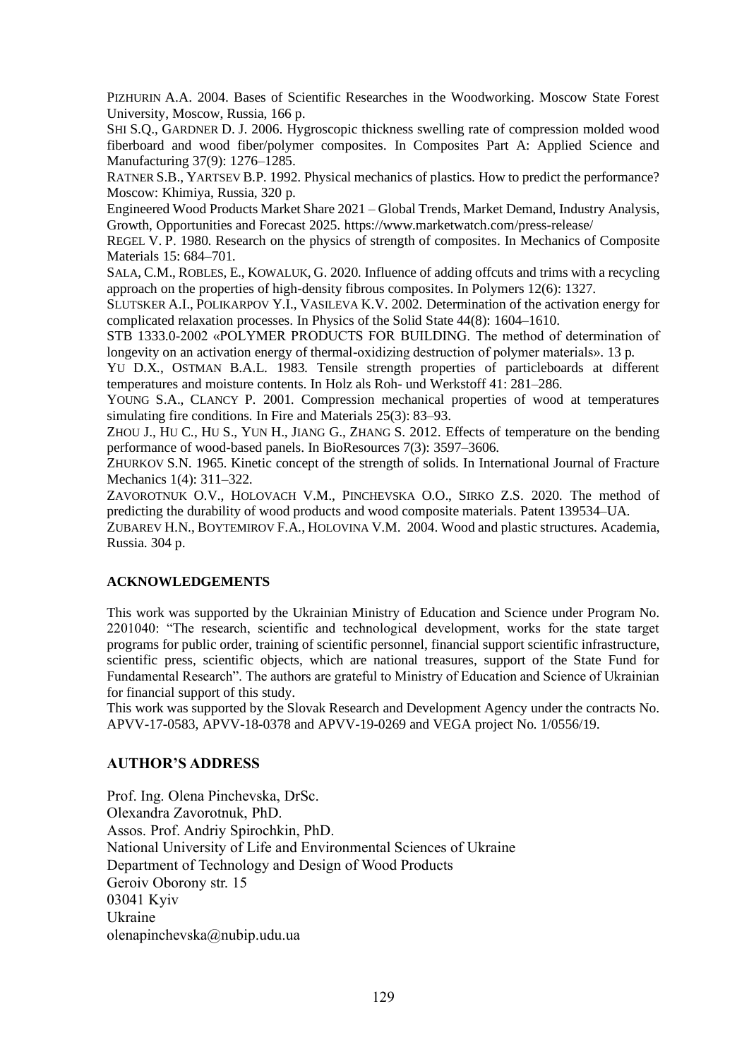PIZHURIN A.A. 2004. Bases of Scientific Researches in the Woodworking. Moscow State Forest University, Moscow, Russia, 166 p.

SHI S.Q., GARDNER D. J. 2006. Hygroscopic thickness swelling rate of compression molded wood fiberboard and wood fiber/polymer composites. In Composites Part A: Applied Science and Manufacturing 37(9): 1276–1285.

RATNER S.B., YARTSEV B.P. 1992. Physical mechanics of plastics. How to predict the performance? Moscow: Khimiya, Russia, 320 p.

Engineered Wood Products Market Share 2021 – Global Trends, Market Demand, Industry Analysis, Growth, Opportunities and Forecast 2025. https://www.marketwatch.com/press-release/

REGEL V. P. 1980. Research on the physics of strength of composites. In Mechanics of Composite Materials 15: 684–701.

SALA, C.M., ROBLES, E., KOWALUK, G. 2020. Influence of adding offcuts and trims with a recycling approach on the properties of high-density fibrous composites. In Polymers 12(6): 1327.

SLUTSKER A.I., POLIKARPOV Y.I., VASILEVA K.V. 2002. Determination of the activation energy for complicated relaxation processes. In Physics of the Solid State 44(8): 1604–1610.

STB 1333.0-2002 «POLYMER PRODUCTS FOR BUILDING. The method of determination of longevity on an activation energy of thermal-oxidizing destruction of polymer materials». 13 p.

YU D.X., OSTMAN B.A.L. 1983. Tensile strength properties of particleboards at different temperatures and moisture contents. In Holz als Roh- und Werkstoff 41: 281–286.

YOUNG S.A., CLANCY P. 2001. Compression mechanical properties of wood at temperatures simulating fire conditions. In Fire and Materials 25(3): 83–93.

ZHOU J., HU C., HU S., YUN H., JIANG G., ZHANG S. 2012. Effects of temperature on the bending performance of wood-based panels. In BioResources 7(3): 3597–3606.

ZHURKOV S.N. 1965. Kinetic concept of the strength of solids. In International Journal of Fracture Mechanics 1(4): 311–322.

ZAVOROTNUK O.V., HOLOVACH V.M., PINCHEVSKA O.O., SIRKO Z.S. 2020. The method of predicting the durability of wood products and wood composite materials. Patent 139534–UA.

ZUBAREV H.N., BOYTEMIROV F.A., HOLOVINA V.M. 2004. Wood and plastic structures. Academia, Russia. 304 p.

## ACKNOWLEDGEMENTS

This work was supported by the Ukrainian Ministry of Education and Science under Program No. 2201040: "The research, scientific and technological development, works for the state target programs for public order, training of scientific personnel, financial support scientific infrastructure, scientific press, scientific objects, which are national treasures, support of the State Fund for Fundamental Research". The authors are grateful to Ministry of Education and Science of Ukrainian for financial support of this study.

This work was supported by the Slovak Research and Development Agency under the contracts No. APVV-17-0583, APVV-18-0378 and APVV-19-0269 and VEGA project No. 1/0556/19.

## AUTHOR'S ADDRESS

Prof. Ing. Olena Pinchevska, DrSc.
Olexandra Zavorotnuk, PhD.
Assos. Prof. Andriy Spirochkin, PhD.
National University of Life and Environmental Sciences of Ukraine
Department of Technology and Design of Wood Products
Geroiv Oborony str. 15
03041 Kyiv
Ukraine
olenapinchevska@nubip.udu.ua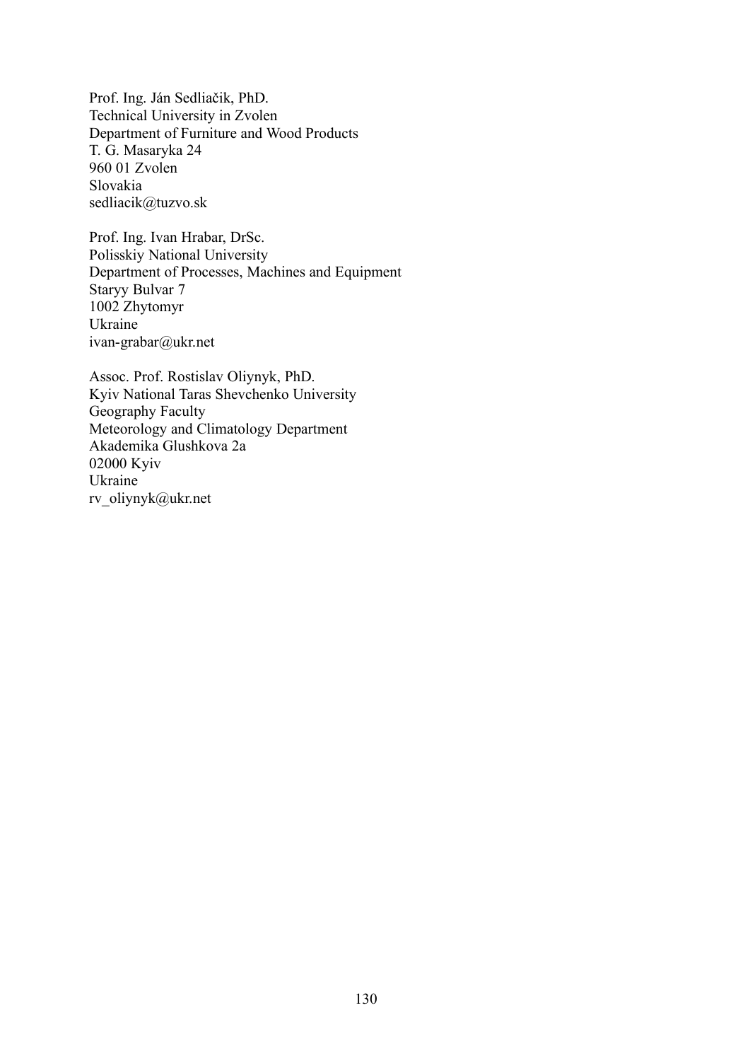Prof. Ing. Ján Sedliačik, PhD.
Technical University in Zvolen
Department of Furniture and Wood Products
T. G. Masaryka 24
960 01 Zvolen
Slovakia
sedliacik@tuzvo.sk

Prof. Ing. Ivan Hrabar, DrSc.
Polisskiy National University
Department of Processes, Machines and Equipment
Staryy Bulvar 7
1002 Zhytomyr
Ukraine
ivan-grabar@ukr.net

Assoc. Prof. Rostislav Oliynyk, PhD.
Kyiv National Taras Shevchenko University
Geography Faculty
Meteorology and Climatology Department
Akademika Glushkova 2a
02000 Kyiv
Ukraine
rv_oliynyk@ukr.net